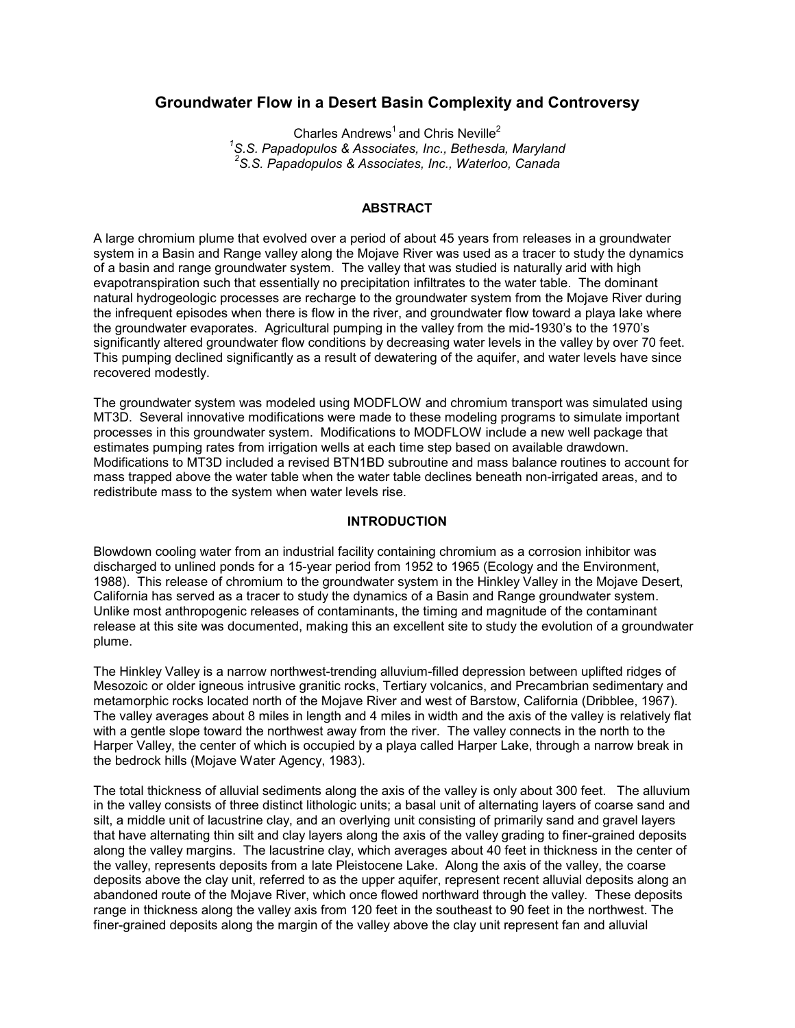# Groundwater Flow in a Desert Basin Complexity and Controversy

Charles Andrews[1] and Chris Neville[2]

[1]*S.S. Papadopulos & Associates, Inc., Bethesda, Maryland*

[2]*S.S. Papadopulos & Associates, Inc., Waterloo, Canada*

## ABSTRACT

A large chromium plume that evolved over a period of about 45 years from releases in a groundwater system in a Basin and Range valley along the Mojave River was used as a tracer to study the dynamics of a basin and range groundwater system. The valley that was studied is naturally arid with high evapotranspiration such that essentially no precipitation infiltrates to the water table. The dominant natural hydrogeologic processes are recharge to the groundwater system from the Mojave River during the infrequent episodes when there is flow in the river, and groundwater flow toward a playa lake where the groundwater evaporates. Agricultural pumping in the valley from the mid-1930's to the 1970's significantly altered groundwater flow conditions by decreasing water levels in the valley by over 70 feet. This pumping declined significantly as a result of dewatering of the aquifer, and water levels have since recovered modestly.

The groundwater system was modeled using MODFLOW and chromium transport was simulated using MT3D. Several innovative modifications were made to these modeling programs to simulate important processes in this groundwater system. Modifications to MODFLOW include a new well package that estimates pumping rates from irrigation wells at each time step based on available drawdown. Modifications to MT3D included a revised BTN1BD subroutine and mass balance routines to account for mass trapped above the water table when the water table declines beneath non-irrigated areas, and to redistribute mass to the system when water levels rise.

## INTRODUCTION

Blowdown cooling water from an industrial facility containing chromium as a corrosion inhibitor was discharged to unlined ponds for a 15-year period from 1952 to 1965 (Ecology and the Environment, 1988). This release of chromium to the groundwater system in the Hinkley Valley in the Mojave Desert, California has served as a tracer to study the dynamics of a Basin and Range groundwater system. Unlike most anthropogenic releases of contaminants, the timing and magnitude of the contaminant release at this site was documented, making this an excellent site to study the evolution of a groundwater plume.

The Hinkley Valley is a narrow northwest-trending alluvium-filled depression between uplifted ridges of Mesozoic or older igneous intrusive granitic rocks, Tertiary volcanics, and Precambrian sedimentary and metamorphic rocks located north of the Mojave River and west of Barstow, California (Dribblee, 1967). The valley averages about 8 miles in length and 4 miles in width and the axis of the valley is relatively flat with a gentle slope toward the northwest away from the river. The valley connects in the north to the Harper Valley, the center of which is occupied by a playa called Harper Lake, through a narrow break in the bedrock hills (Mojave Water Agency, 1983).

The total thickness of alluvial sediments along the axis of the valley is only about 300 feet. The alluvium in the valley consists of three distinct lithologic units; a basal unit of alternating layers of coarse sand and silt, a middle unit of lacustrine clay, and an overlying unit consisting of primarily sand and gravel layers that have alternating thin silt and clay layers along the axis of the valley grading to finer-grained deposits along the valley margins. The lacustrine clay, which averages about 40 feet in thickness in the center of the valley, represents deposits from a late Pleistocene Lake. Along the axis of the valley, the coarse deposits above the clay unit, referred to as the upper aquifer, represent recent alluvial deposits along an abandoned route of the Mojave River, which once flowed northward through the valley. These deposits range in thickness along the valley axis from 120 feet in the southeast to 90 feet in the northwest. The finer-grained deposits along the margin of the valley above the clay unit represent fan and alluvial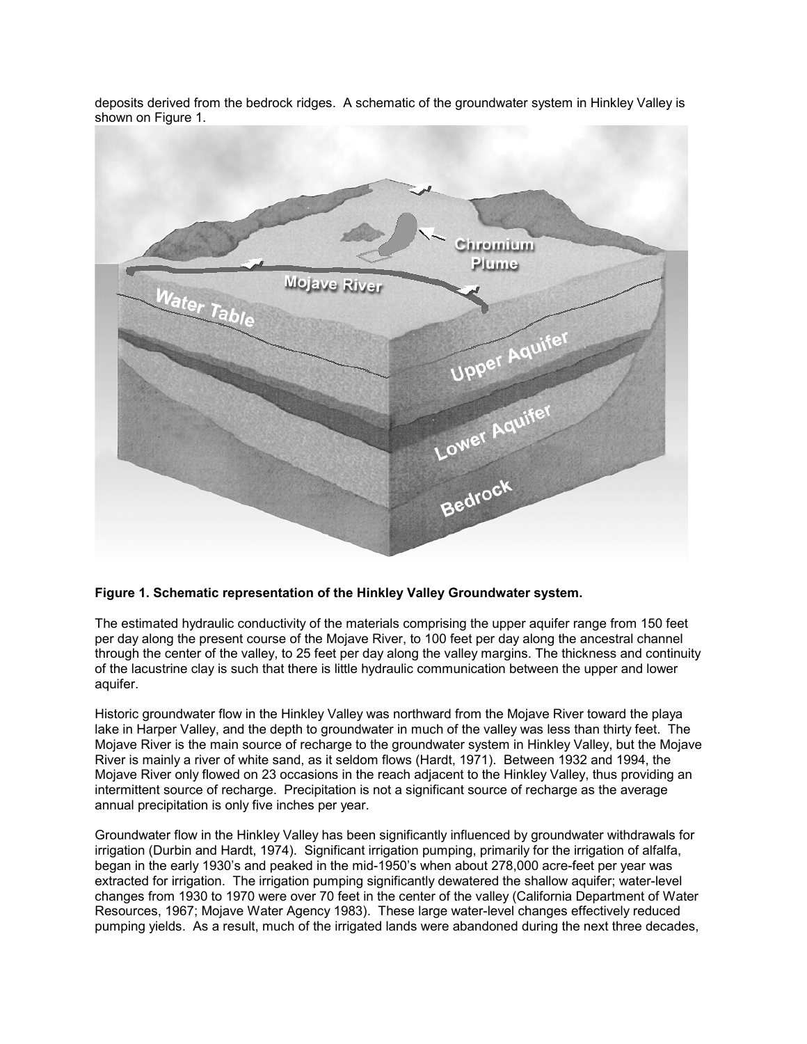deposits derived from the bedrock ridges. A schematic of the groundwater system in Hinkley Valley is shown on Figure 1.

**Figure 1. Schematic representation of the Hinkley Valley Groundwater system.**

The estimated hydraulic conductivity of the materials comprising the upper aquifer range from 150 feet per day along the present course of the Mojave River, to 100 feet per day along the ancestral channel through the center of the valley, to 25 feet per day along the valley margins. The thickness and continuity of the lacustrine clay is such that there is little hydraulic communication between the upper and lower aquifer.

Historic groundwater flow in the Hinkley Valley was northward from the Mojave River toward the playa lake in Harper Valley, and the depth to groundwater in much of the valley was less than thirty feet. The Mojave River is the main source of recharge to the groundwater system in Hinkley Valley, but the Mojave River is mainly a river of white sand, as it seldom flows (Hardt, 1971). Between 1932 and 1994, the Mojave River only flowed on 23 occasions in the reach adjacent to the Hinkley Valley, thus providing an intermittent source of recharge. Precipitation is not a significant source of recharge as the average annual precipitation is only five inches per year.

Groundwater flow in the Hinkley Valley has been significantly influenced by groundwater withdrawals for irrigation (Durbin and Hardt, 1974). Significant irrigation pumping, primarily for the irrigation of alfalfa, began in the early 1930's and peaked in the mid-1950's when about 278,000 acre-feet per year was extracted for irrigation. The irrigation pumping significantly dewatered the shallow aquifer; water-level changes from 1930 to 1970 were over 70 feet in the center of the valley (California Department of Water Resources, 1967; Mojave Water Agency 1983). These large water-level changes effectively reduced pumping yields. As a result, much of the irrigated lands were abandoned during the next three decades,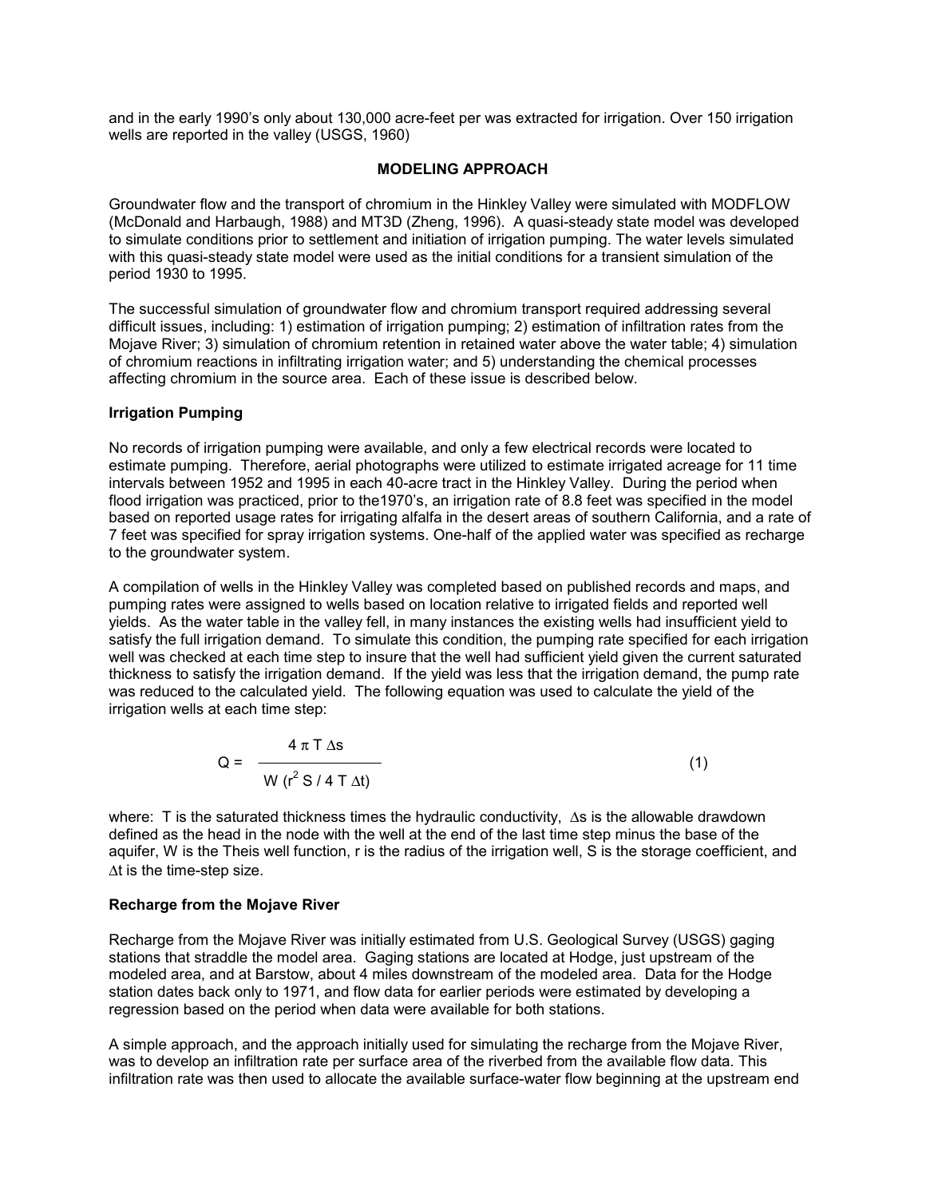and in the early 1990's only about 130,000 acre-feet per was extracted for irrigation. Over 150 irrigation wells are reported in the valley (USGS, 1960)

## MODELING APPROACH

Groundwater flow and the transport of chromium in the Hinkley Valley were simulated with MODFLOW (McDonald and Harbaugh, 1988) and MT3D (Zheng, 1996). A quasi-steady state model was developed to simulate conditions prior to settlement and initiation of irrigation pumping. The water levels simulated with this quasi-steady state model were used as the initial conditions for a transient simulation of the period 1930 to 1995.

The successful simulation of groundwater flow and chromium transport required addressing several difficult issues, including: 1) estimation of irrigation pumping; 2) estimation of infiltration rates from the Mojave River; 3) simulation of chromium retention in retained water above the water table; 4) simulation of chromium reactions in infiltrating irrigation water; and 5) understanding the chemical processes affecting chromium in the source area. Each of these issue is described below.

### Irrigation Pumping

No records of irrigation pumping were available, and only a few electrical records were located to estimate pumping. Therefore, aerial photographs were utilized to estimate irrigated acreage for 11 time intervals between 1952 and 1995 in each 40-acre tract in the Hinkley Valley. During the period when flood irrigation was practiced, prior to the1970's, an irrigation rate of 8.8 feet was specified in the model based on reported usage rates for irrigating alfalfa in the desert areas of southern California, and a rate of 7 feet was specified for spray irrigation systems. One-half of the applied water was specified as recharge to the groundwater system.

A compilation of wells in the Hinkley Valley was completed based on published records and maps, and pumping rates were assigned to wells based on location relative to irrigated fields and reported well yields. As the water table in the valley fell, in many instances the existing wells had insufficient yield to satisfy the full irrigation demand. To simulate this condition, the pumping rate specified for each irrigation well was checked at each time step to insure that the well had sufficient yield given the current saturated thickness to satisfy the irrigation demand. If the yield was less that the irrigation demand, the pump rate was reduced to the calculated yield. The following equation was used to calculate the yield of the irrigation wells at each time step:

$$Q = \frac{4 \pi T \Delta s}{W(r^2 S / 4 T \Delta t)} \qquad (1)$$

where: T is the saturated thickness times the hydraulic conductivity, $\Delta s$ is the allowable drawdown defined as the head in the node with the well at the end of the last time step minus the base of the aquifer, W is the Theis well function, r is the radius of the irrigation well, S the storage coefficient, and $\Delta t$ is the time-step size.

### Recharge from the Mojave River

Recharge from the Mojave River was initially estimated from U.S. Geological Survey (USGS) gaging stations that straddle the model area. Gaging stations are located at Hodge, just upstream of the modeled area, and at Barstow, about 4 miles downstream of the modeled area. Data for the Hodge station dates back only to 1971, and flow data for earlier periods were estimated by developing a regression based on the period when data were available for both stations.

A simple approach, and the approach initially used for simulating the recharge from the Mojave River, was to develop an infiltration rate per surface area of the riverbed from the available flow data. This infiltration rate was then used to allocate the available surface-water flow beginning at the upstream end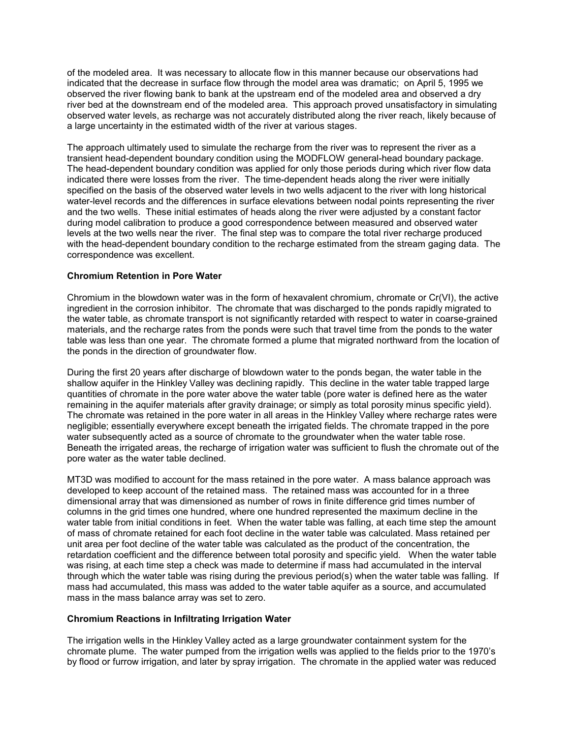of the modeled area. It was necessary to allocate flow in this manner because our observations had indicated that the decrease in surface flow through the model area was dramatic; on April 5, 1995 we observed the river flowing bank to bank at the upstream end of the modeled area and observed a dry river bed at the downstream end of the modeled area. This approach proved unsatisfactory in simulating observed water levels, as recharge was not accurately distributed along the river reach, likely because of a large uncertainty in the estimated width of the river at various stages.

The approach ultimately used to simulate the recharge from the river was to represent the river as a transient head-dependent boundary condition using the MODFLOW general-head boundary package. The head-dependent boundary condition was applied for only those periods during which river flow data indicated there were losses from the river. The time-dependent heads along the river were initially specified on the basis of the observed water levels in two wells adjacent to the river with long historical water-level records and the differences in surface elevations between nodal points representing the river and the two wells. These initial estimates of heads along the river were adjusted by a constant factor during model calibration to produce a good correspondence between measured and observed water levels at the two wells near the river. The final step was to compare the total river recharge produced with the head-dependent boundary condition to the recharge estimated from the stream gaging data. The correspondence was excellent.

**Chromium Retention in Pore Water**

Chromium in the blowdown water was in the form of hexavalent chromium, chromate or Cr(VI), the active ingredient in the corrosion inhibitor. The chromate that was discharged to the ponds rapidly migrated to the water table, as chromate transport is not significantly retarded with respect to water in coarse-grained materials, and the recharge rates from the ponds were such that travel time from the ponds to the water table was less than one year. The chromate formed a plume that migrated northward from the location of the ponds in the direction of groundwater flow.

During the first 20 years after discharge of blowdown water to the ponds began, the water table in the shallow aquifer in the Hinkley Valley was declining rapidly. This decline in the water table trapped large quantities of chromate in the pore water above the water table (pore water is defined here as the water remaining in the aquifer materials after gravity drainage; or simply as total porosity minus specific yield). The chromate was retained in the pore water in all areas in the Hinkley Valley where recharge rates were negligible; essentially everywhere except beneath the irrigated fields. The chromate trapped in the pore water subsequently acted as a source of chromate to the groundwater when the water table rose. Beneath the irrigated areas, the recharge of irrigation water was sufficient to flush the chromate out of the pore water as the water table declined.

MT3D was modified to account for the mass retained in the pore water. A mass balance approach was developed to keep account of the retained mass. The retained mass was accounted for in a three dimensional array that was dimensioned as number of rows in finite difference grid times number of columns in the grid times one hundred, where one hundred represented the maximum decline in the water table from initial conditions in feet. When the water table was falling, at each time step the amount of mass of chromate retained for each foot decline in the water table was calculated. Mass retained per unit area per foot decline of the water table was calculated as the product of the concentration, the retardation coefficient and the difference between total porosity and specific yield. When the water table was rising, at each time step a check was made to determine if mass had accumulated in the interval through which the water table was rising during the previous period(s) when the water table was falling. If mass had accumulated, this mass was added to the water table aquifer as a source, and accumulated mass in the mass balance array was set to zero.

**Chromium Reactions in Infiltrating Irrigation Water**

The irrigation wells in the Hinkley Valley acted as a large groundwater containment system for the chromate plume. The water pumped from the irrigation wells was applied to the fields prior to the 1970's by flood or furrow irrigation, and later by spray irrigation. The chromate in the applied water was reduced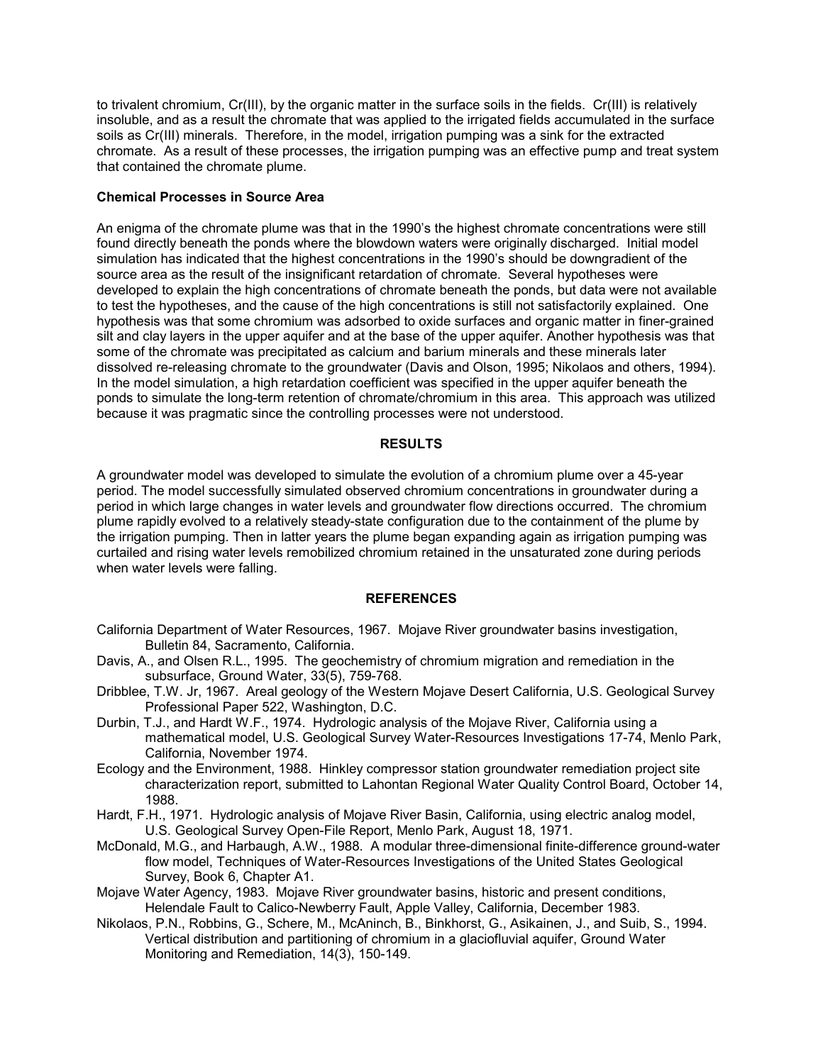to trivalent chromium, Cr(III), by the organic matter in the surface soils in the fields. Cr(III) is relatively insoluble, and as a result the chromate that was applied to the irrigated fields accumulated in the surface soils as Cr(III) minerals. Therefore, in the model, irrigation pumping was a sink for the extracted chromate. As a result of these processes, the irrigation pumping was an effective pump and treat system that contained the chromate plume.

**Chemical Processes in Source Area**

An enigma of the chromate plume was that in the 1990's the highest chromate concentrations were still found directly beneath the ponds where the blowdown waters were originally discharged. Initial model simulation has indicated that the highest concentrations in the 1990's should be downgradient of the source area as the result of the insignificant retardation of chromate. Several hypotheses were developed to explain the high concentrations of chromate beneath the ponds, but data were not available to test the hypotheses, and the cause of the high concentrations is still not satisfactorily explained. One hypothesis was that some chromium was adsorbed to oxide surfaces and organic matter in finer-grained silt and clay layers in the upper aquifer and at the base of the upper aquifer. Another hypothesis was that some of the chromate was precipitated as calcium and barium minerals and these minerals later dissolved re-releasing chromate to the groundwater (Davis and Olson, 1995; Nikolaos and others, 1994). In the model simulation, a high retardation coefficient was specified in the upper aquifer beneath the ponds to simulate the long-term retention of chromate/chromium in this area. This approach was utilized because it was pragmatic since the controlling processes were not understood.

## RESULTS

A groundwater model was developed to simulate the evolution of a chromium plume over a 45-year period. The model successfully simulated observed chromium concentrations in groundwater during a period in which large changes in water levels and groundwater flow directions occurred. The chromium plume rapidly evolved to a relatively steady-state configuration due to the containment of the plume by the irrigation pumping. Then in latter years the plume began expanding again as irrigation pumping was curtailed and rising water levels remobilized chromium retained in the unsaturated zone during periods when water levels were falling.

## REFERENCES

California Department of Water Resources, 1967. Mojave River groundwater basins investigation, Bulletin 84, Sacramento, California.

Davis, A., and Olsen R.L., 1995. The geochemistry of chromium migration and remediation in the subsurface, Ground Water, 33(5), 759-768.

Dribblee, T.W. Jr, 1967. Areal geology of the Western Mojave Desert California, U.S. Geological Survey Professional Paper 522, Washington, D.C.

Durbin, T.J., and Hardt W.F., 1974. Hydrologic analysis of the Mojave River, California using a mathematical model, U.S. Geological Survey Water-Resources Investigations 17-74, Menlo Park, California, November 1974.

Ecology and the Environment, 1988. Hinkley compressor station groundwater remediation project site characterization report, submitted to Lahontan Regional Water Quality Control Board, October 14, 1988.

Hardt, F.H., 1971. Hydrologic analysis of Mojave River Basin, California, using electric analog model, U.S. Geological Survey Open-File Report, Menlo Park, August 18, 1971.

McDonald, M.G., and Harbaugh, A.W., 1988. A modular three-dimensional finite-difference ground-water flow model, Techniques of Water-Resources Investigations of the United States Geological Survey, Book 6, Chapter A1.

Mojave Water Agency, 1983. Mojave River groundwater basins, historic and present conditions, Helendale Fault to Calico-Newberry Fault, Apple Valley, California, December 1983.

Nikolaos, P.N., Robbins, G., Schere, M., McAninch, B., Binkhorst, G., Asikainen, J., and Suib, S., 1994. Vertical distribution and partitioning of chromium in a glaciofluvial aquifer, Ground Water Monitoring and Remediation, 14(3), 150-149.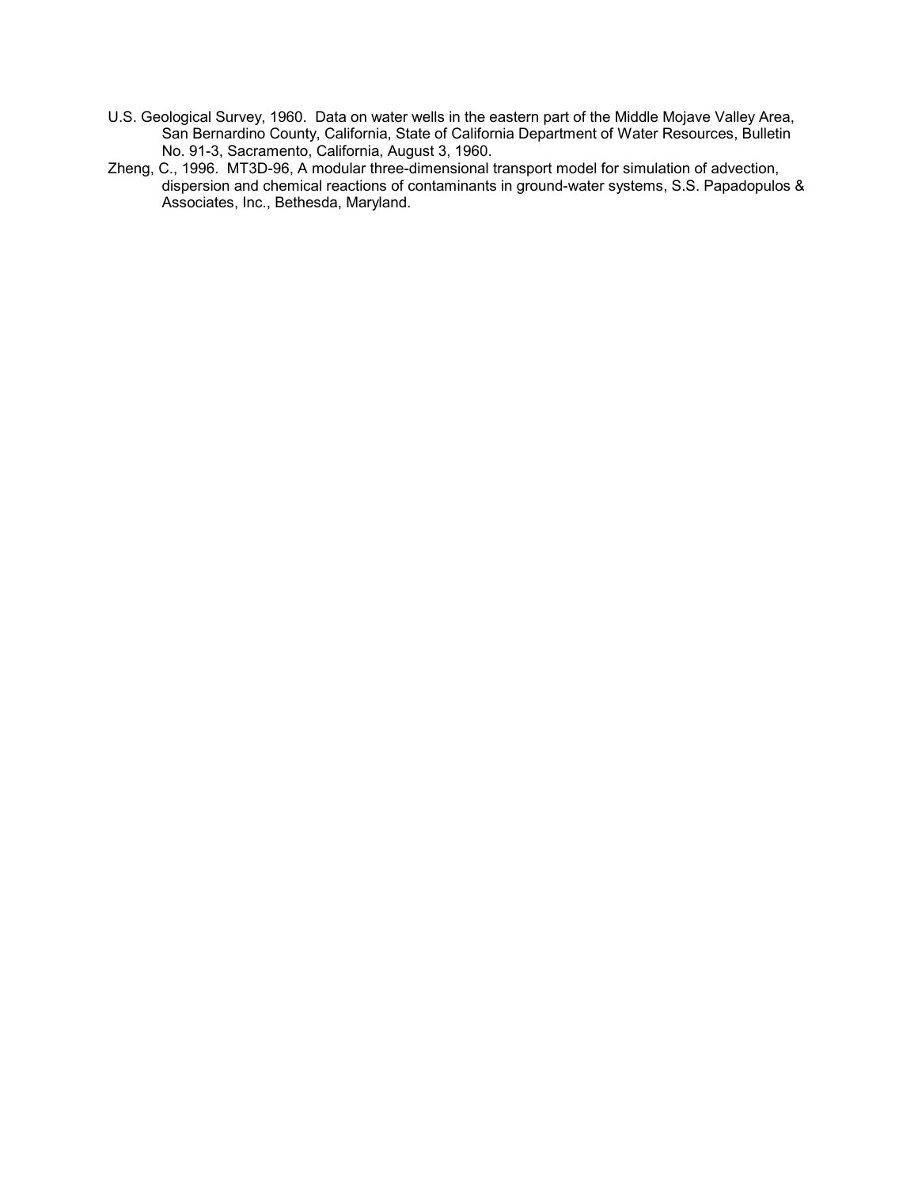U.S. Geological Survey, 1960. Data on water wells in the eastern part of the Middle Mojave Valley Area, San Bernardino County, California, State of California Department of Water Resources, Bulletin No. 91-3, Sacramento, California, August 3, 1960.

Zheng, C., 1996. MT3D-96, A modular three-dimensional transport model for simulation of advection, dispersion and chemical reactions of contaminants in ground-water systems, S.S. Papadopulos & Associates, Inc., Bethesda, Maryland.